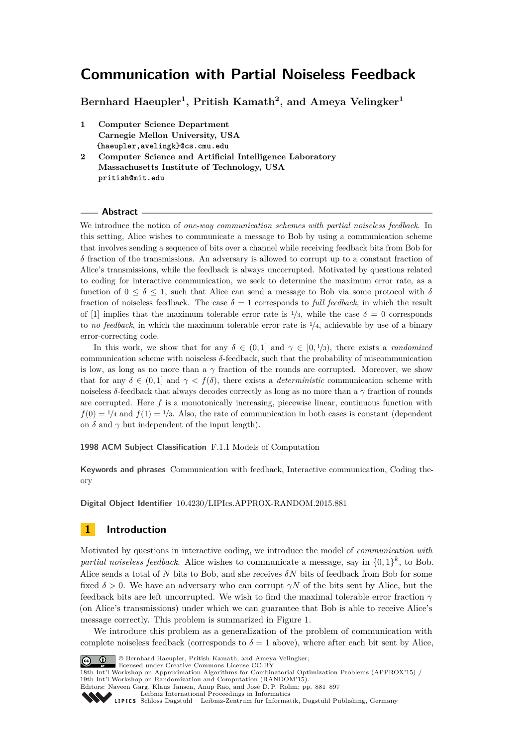# Communication with Partial Noiseless Feedback

**Bernhard Haeupler[1], Pritish Kamath[2], and Ameya Velingker[1]**

1 **Computer Science Department**
**Carnegie Mellon University, USA**
**{haeupler,avelingk}@cs.cmu.edu**

2 **Computer Science and Artificial Intelligence Laboratory**
**Massachusetts Institute of Technology, USA**
**pritish@mit.edu**

## Abstract

We introduce the notion of *one-way communication schemes with partial noiseless feedback*. In this setting, Alice wishes to communicate a message to Bob by using a communication scheme that involves sending a sequence of bits over a channel while receiving feedback bits from Bob for $\delta$ fraction of the transmissions. An adversary is allowed to corrupt up to a constant fraction of Alice's transmissions, while the feedback is always uncorrupted. Motivated by questions related to coding for interactive communication, we seek to determine the maximum error rate, as a function of $0 \leq \delta \leq 1$, such that Alice can send a message to Bob via some protocol with $\delta$ fraction of noiseless feedback. The case $\delta = 1$ corresponds to *full feedback*, in which the result of [1] implies that the maximum tolerable error rate is $1/3$, while the case $\delta = 0$ corresponds to *no feedback*, in which the maximum tolerable error rate is $1/4$, achievable by use of a binary error-correcting code.

In this work, we show that for any $\delta \in (0, 1]$ and $\gamma \in [0, 1/3)$, there exists a *randomized* communication scheme with noiseless $\delta$-feedback, such that the probability of miscommunication is low, as long as no more than a $\gamma$ fraction of the rounds are corrupted. Moreover, we show that for any $\delta \in (0, 1]$ and $\gamma < f(\delta)$, there exists a *deterministic* communication scheme with noiseless $\delta$-feedback that always decodes correctly as long as no more than a $\gamma$ fraction of rounds are corrupted. Here $f$ is a monotonically increasing, piecewise linear, continuous function with $f(0) = 1/4$ and $f(1) = 1/3$. Also, the rate of communication in both cases is constant (dependent on $\delta$ and $\gamma$ but independent of the input length).

**1998 ACM Subject Classification** F.1.1 Models of Computation

**Keywords and phrases** Communication with feedback, Interactive communication, Coding theory

**Digital Object Identifier** 10.4230/LIPIcs.APPROX-RANDOM.2015.881

## 1 Introduction

Motivated by questions in interactive coding, we introduce the model of *communication with partial noiseless feedback*. Alice wishes to communicate a message, say in $\{0, 1\}^k$, to Bob. Alice sends a total of $N$ bits to Bob, and she receives $\delta N$ bits of feedback from Bob for some fixed $\delta > 0$. We have an adversary who can corrupt $\gamma N$ of the bits sent by Alice, but the feedback bits are left uncorrupted. We wish to find the maximal tolerable error fraction $\gamma$ (on Alice's transmissions) under which we can guarantee that Bob is able to receive Alice's message correctly. This problem is summarized in Figure 1.

We introduce this problem as a generalization of the problem of communication with complete noiseless feedback (corresponds to $\delta = 1$ above), where after each bit sent by Alice,

© Bernhard Haeupler, Pritish Kamath, and Ameya Velingker;
licensed under Creative Commons License CC-BY
18th Int'l Workshop on Approximation Algorithms for Combinatorial Optimization Problems (APPROX'15) / 19th Int'l Workshop on Randomization and Computation (RANDOM'15).
Editors: Naveen Garg, Klaus Jansen, Anup Rao, and José D. P. Rolim; pp. 881–897
Leibniz International Proceedings in Informatics
Schloss Dagstuhl – Leibniz-Zentrum für Informatik, Dagstuhl Publishing, Germany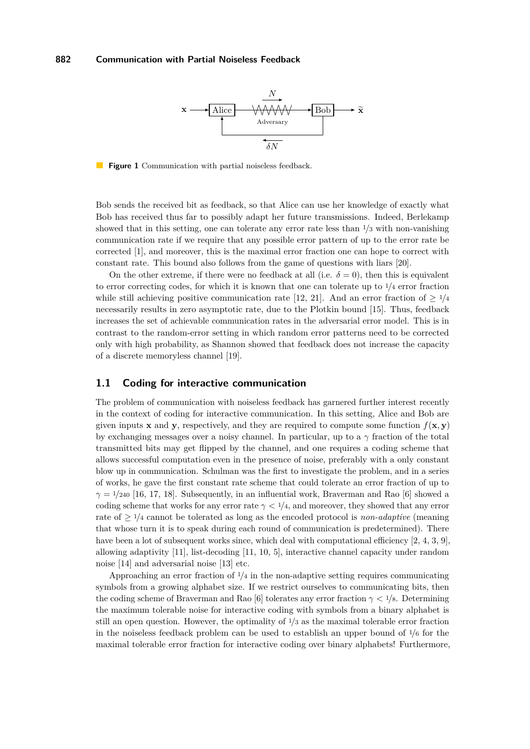Figure 1 Communication with partial noiseless feedback.

Bob sends the received bit as feedback, so that Alice can use her knowledge of exactly what Bob has received thus far to possibly adapt her future transmissions. Indeed, Berlekamp showed that in this setting, one can tolerate any error rate less than $1/3$ with non-vanishing communication rate if we require that any possible error pattern of up to the error rate be corrected [1], and moreover, this is the maximal error fraction one can hope to correct with constant rate. This bound also follows from the game of questions with liars [20].

On the other extreme, if there were no feedback at all (i.e. $\delta = 0$), then this is equivalent to error correcting codes, for which it is known that one can tolerate up to $1/4$ error fraction while still achieving positive communication rate [12, 21]. And an error fraction of $\geq 1/4$ necessarily results in zero asymptotic rate, due to the Plotkin bound [15]. Thus, feedback increases the set of achievable communication rates in the adversarial error model. This is in contrast to the random-error setting in which random error patterns need to be corrected only with high probability, as Shannon showed that feedback does not increase the capacity of a discrete memoryless channel [19].

## 1.1 Coding for interactive communication

The problem of communication with noiseless feedback has garnered further interest recently in the context of coding for interactive communication. In this setting, Alice and Bob are given inputs $\mathbf{x}$ and $\mathbf{y}$, respectively, and they are required to compute some function $f(\mathbf{x}, \mathbf{y})$ by exchanging messages over a noisy channel. In particular, up to a $\gamma$ fraction of the total transmitted bits may get flipped by the channel, and one requires a coding scheme that allows successful computation even in the presence of noise, preferably with a only constant blow up in communication. Schulman was the first to investigate the problem, and in a series of works, he gave the first constant rate scheme that could tolerate an error fraction of up to $\gamma = 1/240$ [16, 17, 18]. Subsequently, in an influential work, Braverman and Rao [6] showed a coding scheme that works for any error rate $\gamma < 1/4$, and moreover, they showed that any error rate of $\geq 1/4$ cannot be tolerated as long as the encoded protocol is *non-adaptive* (meaning that whose turn it is to speak during each round of communication is predetermined). There have been a lot of subsequent works since, which deal with computational efficiency [2, 4, 3, 9], allowing adaptivity [11], list-decoding [11, 10, 5], interactive channel capacity under random noise [14] and adversarial noise [13] etc.

Approaching an error fraction of $1/4$ in the non-adaptive setting requires communicating symbols from a growing alphabet size. If we restrict ourselves to communicating bits, then the coding scheme of Braverman and Rao [6] tolerates any error fraction $\gamma < 1/8$. Determining the maximum tolerable noise for interactive coding with symbols from a binary alphabet is still an open question. However, the optimality of $1/3$ as the maximal tolerable error fraction in the noiseless feedback problem can be used to establish an upper bound of $1/6$ for the maximal tolerable error fraction for interactive coding over binary alphabets! Furthermore,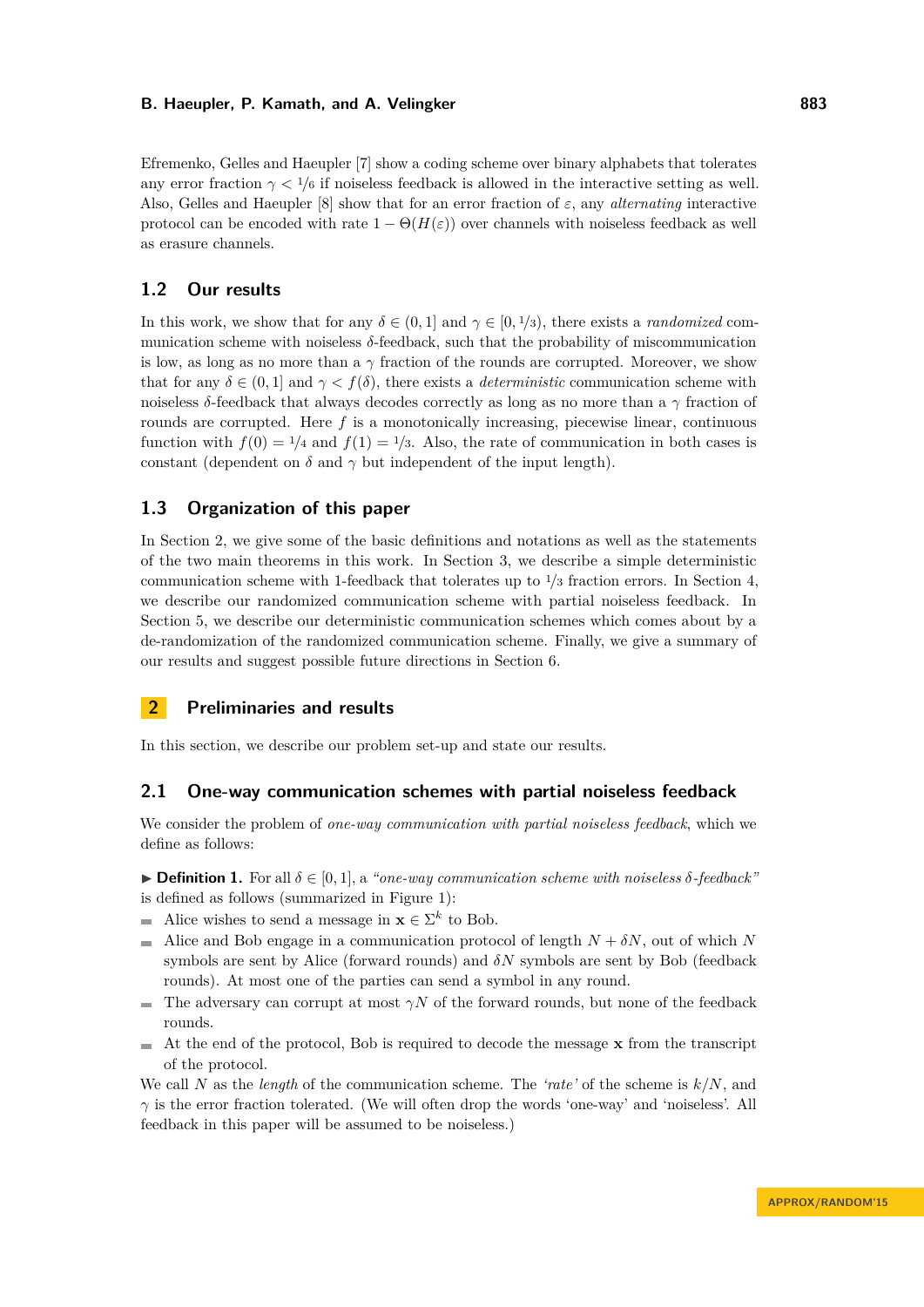Efremenko, Gelles and Haeupler [7] show a coding scheme over binary alphabets that tolerates any error fraction $\gamma < 1/6$ if noiseless feedback is allowed in the interactive setting as well. Also, Gelles and Haeupler [8] show that for an error fraction of $\varepsilon$, any *alternating* interactive protocol can be encoded with rate $1 - \Theta(H(\varepsilon))$ over channels with noiseless feedback as well as erasure channels.

## 1.2 Our results

In this work, we show that for any $\delta \in (0, 1]$ and $\gamma \in [0, 1/3)$, there exists a *randomized* communication scheme with noiseless $\delta$-feedback, such that the probability of miscommunication is low, as long as no more than a $\gamma$ fraction of the rounds are corrupted. Moreover, we show that for any $\delta \in (0, 1]$ and $\gamma < f(\delta)$, there exists a *deterministic* communication scheme with noiseless $\delta$-feedback that always decodes correctly as long as no more than a $\gamma$ fraction of rounds are corrupted. Here $f$ is a monotonically increasing, piecewise linear, continuous function with $f(0) = 1/4$ and $f(1) = 1/3$. Also, the rate of communication in both cases is constant (dependent on $\delta$ and $\gamma$ but independent of the input length).

## 1.3 Organization of this paper

In Section 2, we give some of the basic definitions and notations as well as the statements of the two main theorems in this work. In Section 3, we describe a simple deterministic communication scheme with 1-feedback that tolerates up to $1/3$ fraction errors. In Section 4, we describe our randomized communication scheme with partial noiseless feedback. In Section 5, we describe our deterministic communication schemes which comes about by a de-randomization of the randomized communication scheme. Finally, we give a summary of our results and suggest possible future directions in Section 6.

# 2 Preliminaries and results

In this section, we describe our problem set-up and state our results.

## 2.1 One-way communication schemes with partial noiseless feedback

We consider the problem of *one-way communication with partial noiseless feedback*, which we define as follows:

▶ **Definition 1.** For all $\delta \in [0, 1]$, a *"one-way communication scheme with noiseless $\delta$-feedback"* is defined as follows (summarized in Figure 1):

- Alice wishes to send a message in $\mathbf{x} \in \Sigma^k$ to Bob.
- Alice and Bob engage in a communication protocol of length $N + \delta N$, out of which $N$ symbols are sent by Alice (forward rounds) and $\delta N$ symbols are sent by Bob (feedback rounds). At most one of the parties can send a symbol in any round.
- The adversary can corrupt at most $\gamma N$ of the forward rounds, but none of the feedback rounds.
- At the end of the protocol, Bob is required to decode the message $\mathbf{x}$ from the transcript of the protocol.

We call $N$ as the *length* of the communication scheme. The *'rate'* of the scheme is $k/N$, and $\gamma$ is the error fraction tolerated. (We will often drop the words 'one-way' and 'noiseless'. All feedback in this paper will be assumed to be noiseless.)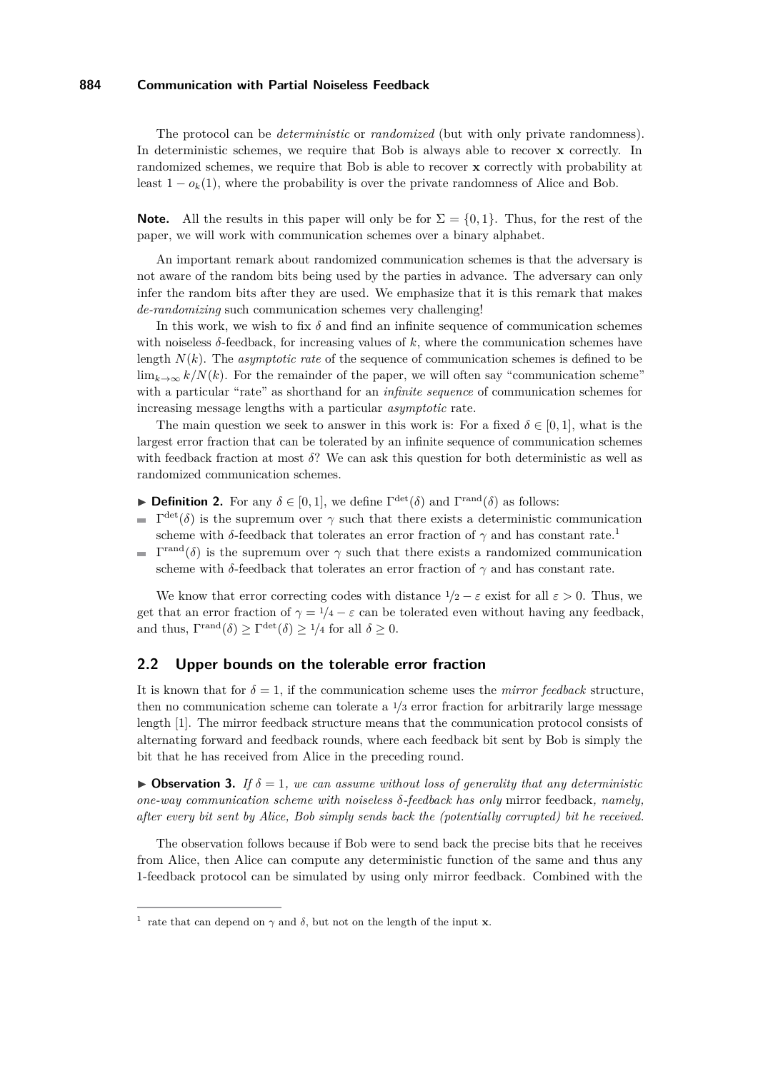The protocol can be *deterministic* or *randomized* (but with only private randomness). In deterministic schemes, we require that Bob is always able to recover $\mathbf{x}$ correctly. In randomized schemes, we require that Bob is able to recover $\mathbf{x}$ correctly with probability at least $1 - o_k(1)$, where the probability is over the private randomness of Alice and Bob.

**Note.** All the results in this paper will only be for $\Sigma = \{0, 1\}$. Thus, for the rest of the paper, we will work with communication schemes over a binary alphabet.

An important remark about randomized communication schemes is that the adversary is not aware of the random bits being used by the parties in advance. The adversary can only infer the random bits after they are used. We emphasize that it is this remark that makes *de-randomizing* such communication schemes very challenging!

In this work, we wish to fix $\delta$ and find an infinite sequence of communication schemes with noiseless $\delta$-feedback, for increasing values of $k$, where the communication schemes have length $N(k)$. The *asymptotic rate* of the sequence of communication schemes is defined to be $\lim_{k\to\infty} k/N(k)$. For the remainder of the paper, we will often say "communication scheme" with a particular "rate" as shorthand for an *infinite sequence* of communication schemes for increasing message lengths with a particular *asymptotic* rate.

The main question we seek to answer in this work is: For a fixed $\delta \in [0, 1]$, what is the largest error fraction that can be tolerated by an infinite sequence of communication schemes with feedback fraction at most $\delta$? We can ask this question for both deterministic as well as randomized communication schemes.

▶ **Definition 2.** For any $\delta \in [0, 1]$, we define $\Gamma^{\text{det}}(\delta)$ and $\Gamma^{\text{rand}}(\delta)$ as follows:

- $\Gamma^{\text{det}}(\delta)$ is the supremum over $\gamma$ such that there exists a deterministic communication scheme with $\delta$-feedback that tolerates an error fraction of $\gamma$ and has constant rate.[1]
- $\Gamma^{\text{rand}}(\delta)$ is the supremum over $\gamma$ such that there exists a randomized communication scheme with $\delta$-feedback that tolerates an error fraction of $\gamma$ and has constant rate.

We know that error correcting codes with distance $1/2 - \varepsilon$ exist for all $\varepsilon > 0$. Thus, we get that an error fraction of $\gamma = 1/4 - \varepsilon$ can be tolerated even without having any feedback, and thus, $\Gamma^{\text{rand}}(\delta) \geq \Gamma^{\text{det}}(\delta) \geq 1/4$ for all $\delta \geq 0$.

## 2.2 Upper bounds on the tolerable error fraction

It is known that for $\delta = 1$, if the communication scheme uses the *mirror feedback* structure, then no communication scheme can tolerate a $1/3$ error fraction for arbitrarily large message length [1]. The mirror feedback structure means that the communication protocol consists of alternating forward and feedback rounds, where each feedback bit sent by Bob is simply the bit that he has received from Alice in the preceding round.

▶ **Observation 3.** *If $\delta = 1$, we can assume without loss of generality that any deterministic one-way communication scheme with noiseless $\delta$-feedback has only* mirror feedback*, namely, after every bit sent by Alice, Bob simply sends back the (potentially corrupted) bit he received.*

The observation follows because if Bob were to send back the precise bits that he receives from Alice, then Alice can compute any deterministic function of the same and thus any 1-feedback protocol can be simulated by using only mirror feedback. Combined with the

[1] rate that can depend on $\gamma$ and $\delta$, but not on the length of the input $\mathbf{x}$.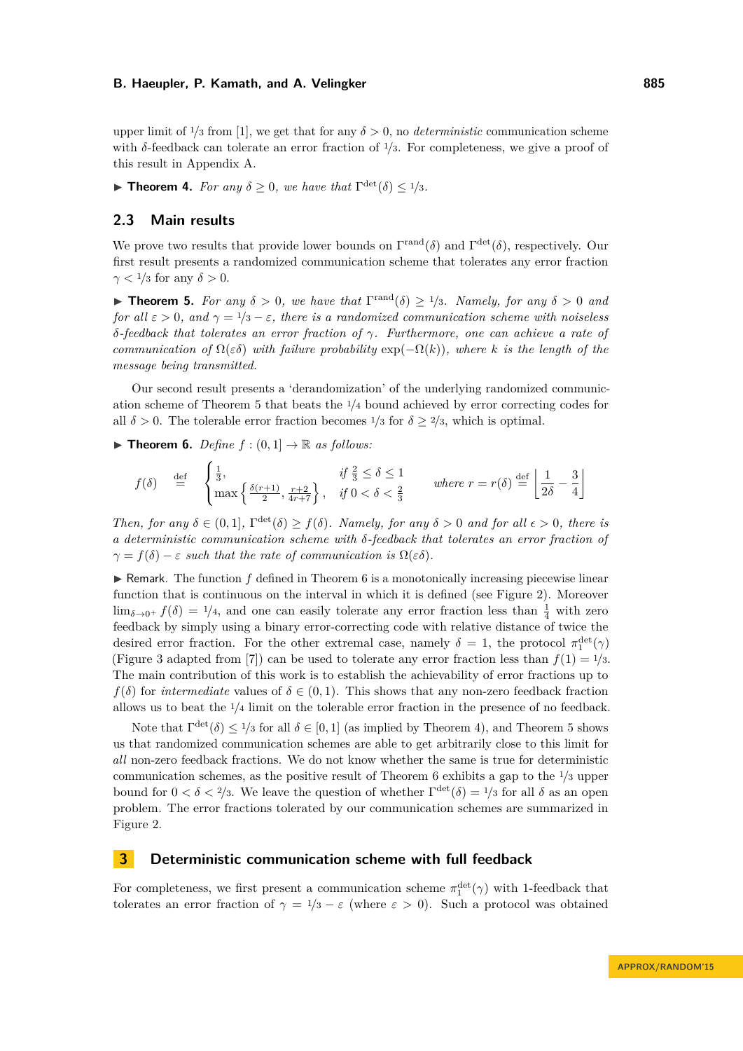upper limit of $1/3$ from [1], we get that for any $\delta > 0$, no *deterministic* communication scheme with $\delta$-feedback can tolerate an error fraction of $1/3$. For completeness, we give a proof of this result in Appendix A.

▶ **Theorem 4.** *For any $\delta \geq 0$, we have that $\Gamma^{\text{det}}(\delta) \leq 1/3$.*

## 2.3 Main results

We prove two results that provide lower bounds on $\Gamma^{\text{rand}}(\delta)$ and $\Gamma^{\text{det}}(\delta)$, respectively. Our first result presents a randomized communication scheme that tolerates any error fraction $\gamma < 1/3$ for any $\delta > 0$.

▶ **Theorem 5.** *For any $\delta > 0$, we have that $\Gamma^{\text{rand}}(\delta) \geq 1/3$. Namely, for any $\delta > 0$ and for all $\varepsilon > 0$, and $\gamma = 1/3 - \varepsilon$, there is a randomized communication scheme with noiseless $\delta$-feedback that tolerates an error fraction of $\gamma$. Furthermore, one can achieve a rate of communication of $\Omega(\varepsilon\delta)$ with failure probability $\exp(-\Omega(k))$, where $k$ is the length of the message being transmitted.*

Our second result presents a 'derandomization' of the underlying randomized communication scheme of Theorem 5 that beats the $1/4$ bound achieved by error correcting codes for all $\delta > 0$. The tolerable error fraction becomes $1/3$ for $\delta \geq 2/3$, which is optimal.

▶ **Theorem 6.** *Define $f : (0, 1] \to \mathbb{R}$ as follows:*

$$f(\delta) \overset{\text{def}}{=} \begin{cases} \frac{1}{3}, & \text{if } \frac{2}{3} \leq \delta \leq 1 \\ \max\left\{\frac{\delta(r+1)}{2}, \frac{r+2}{4r+7}\right\}, & \text{if } 0 < \delta < \frac{2}{3} \end{cases} \qquad \text{where } r = r(\delta) \overset{\text{def}}{=} \left\lfloor \frac{1}{2\delta} - \frac{3}{4} \right\rfloor$$

*Then, for any $\delta \in (0, 1]$, $\Gamma^{\text{det}}(\delta) \geq f(\delta)$. Namely, for any $\delta > 0$ and for all $\epsilon > 0$, there is a deterministic communication scheme with $\delta$-feedback that tolerates an error fraction of $\gamma = f(\delta) - \varepsilon$ such that the rate of communication is $\Omega(\varepsilon\delta)$.*

▶ Remark. The function $f$ defined in Theorem 6 is a monotonically increasing piecewise linear function that is continuous on the interval in which it is defined (see Figure 2). Moreover $\lim_{\delta \to 0^+} f(\delta) = 1/4$, and one can easily tolerate any error fraction less than $\frac{1}{4}$ with zero feedback by simply using a binary error-correcting code with relative distance of twice the desired error fraction. For the other extremal case, namely $\delta = 1$, the protocol $\pi_1^{\text{det}}(\gamma)$ (Figure 3 adapted from [7]) can be used to tolerate any error fraction less than $f(1) = 1/3$. The main contribution of this work is to establish the achievability of error fractions up to $f(\delta)$ for *intermediate* values of $\delta \in (0, 1)$. This shows that any non-zero feedback fraction allows us to beat the $1/4$ limit on the tolerable error fraction in the presence of no feedback.

Note that $\Gamma^{\text{det}}(\delta) \leq 1/3$ for all $\delta \in [0, 1]$ (as implied by Theorem 4), and Theorem 5 shows us that randomized communication schemes are able to get arbitrarily close to this limit for *all* non-zero feedback fractions. We do not know whether the same is true for deterministic communication schemes, as the positive result of Theorem 6 exhibits a gap to the $1/3$ upper bound for $0 < \delta < 2/3$. We leave the question of whether $\Gamma^{\text{det}}(\delta) = 1/3$ for all $\delta$ as an open problem. The error fractions tolerated by our communication schemes are summarized in Figure 2.

# 3 Deterministic communication scheme with full feedback

For completeness, we first present a communication scheme $\pi_1^{\text{det}}(\gamma)$ with 1-feedback that tolerates an error fraction of $\gamma = 1/3 - \varepsilon$ (where $\varepsilon > 0$). Such a protocol was obtained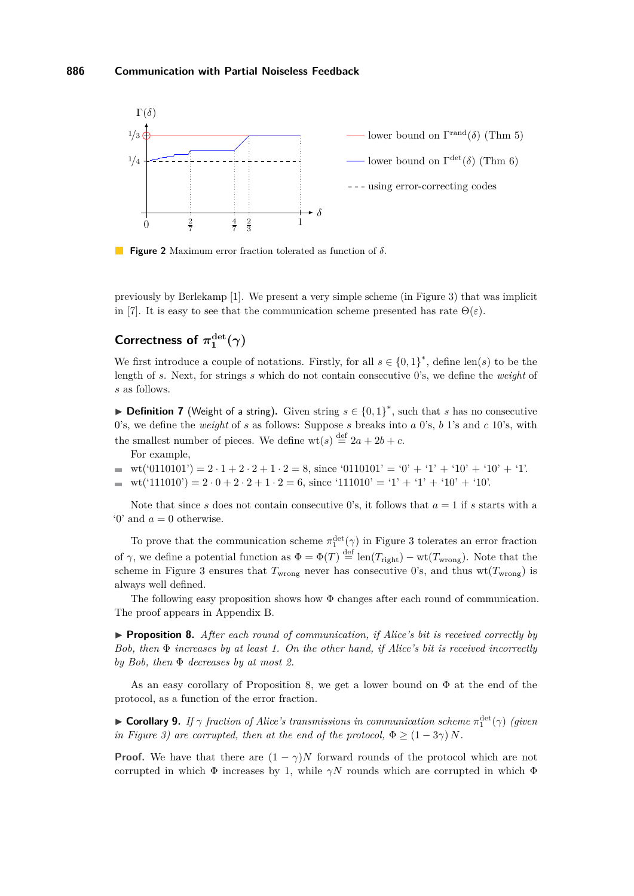**Figure 2** Maximum error fraction tolerated as function of $\delta$.

previously by Berlekamp [1]. We present a very simple scheme (in Figure 3) that was implicit in [7]. It is easy to see that the communication scheme presented has rate $\Theta(\varepsilon)$.

## Correctness of $\pi_1^{\text{det}}(\gamma)$

We first introduce a couple of notations. Firstly, for all $s \in \{0,1\}^*$, define $\text{len}(s)$ to be the length of $s$. Next, for strings $s$ which do not contain consecutive 0's, we define the *weight* of $s$ as follows.

▶ **Definition 7** (Weight of a string). Given string $s \in \{0,1\}^*$, such that $s$ has no consecutive 0's, we define the *weight* of $s$ as follows: Suppose $s$ breaks into $a$ 0's, $b$ 1's and $c$ 10's, with the smallest number of pieces. We define $\text{wt}(s) \stackrel{\text{def}}{=} 2a + 2b + c$.

For example,

- $\text{wt}(\text{'0110101'}) = 2 \cdot 1 + 2 \cdot 2 + 1 \cdot 2 = 8$, since '0110101' = '0' + '1' + '10' + '10' + '1'.
- $\text{wt}(\text{'111010'}) = 2 \cdot 0 + 2 \cdot 2 + 1 \cdot 2 = 6$, since '111010' = '1' + '1' + '10' + '10'.

Note that since $s$ does not contain consecutive 0's, it follows that $a = 1$ if $s$ starts with a '0' and $a = 0$ otherwise.

To prove that the communication scheme $\pi_1^{\text{det}}(\gamma)$ in Figure 3 tolerates an error fraction of $\gamma$, we define a potential function as $\Phi = \Phi(T) \stackrel{\text{def}}{=} \text{len}(T_{\text{right}}) - \text{wt}(T_{\text{wrong}})$. Note that the scheme in Figure 3 ensures that $T_{\text{wrong}}$ never has consecutive 0's, and thus $\text{wt}(T_{\text{wrong}})$ is always well defined.

The following easy proposition shows how $\Phi$ changes after each round of communication. The proof appears in Appendix B.

▶ **Proposition 8.** *After each round of communication, if Alice's bit is received correctly by Bob, then $\Phi$ increases by at least 1. On the other hand, if Alice's bit is received incorrectly by Bob, then $\Phi$ decreases by at most 2.*

As an easy corollary of Proposition 8, we get a lower bound on $\Phi$ at the end of the protocol, as a function of the error fraction.

▶ **Corollary 9.** *If $\gamma$ fraction of Alice's transmissions in communication scheme $\pi_1^{\text{det}}(\gamma)$ (given in Figure 3) are corrupted, then at the end of the protocol, $\Phi \geq (1 - 3\gamma)N$.*

**Proof.** We have that there are $(1 - \gamma)N$ forward rounds of the protocol which are not corrupted in which $\Phi$ increases by 1, while $\gamma N$ rounds which are corrupted in which $\Phi$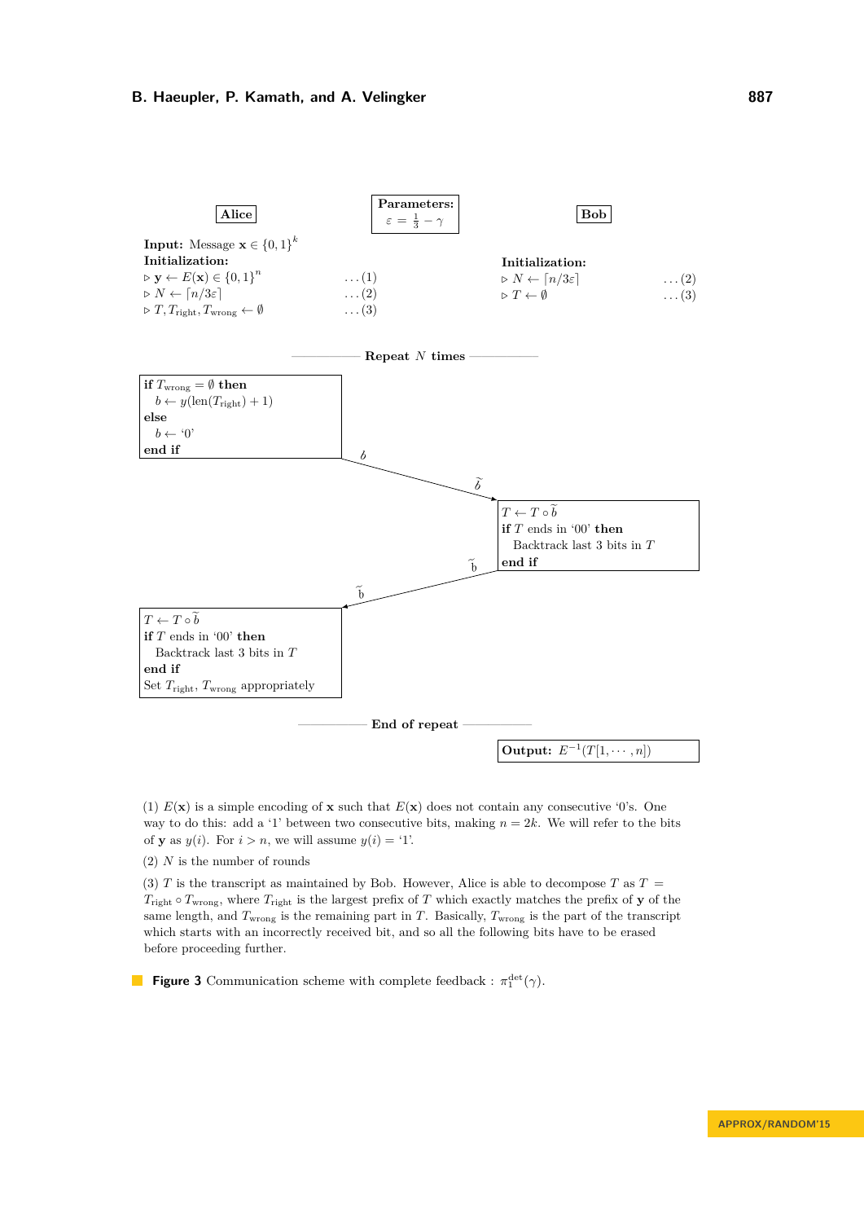**Alice**

**Parameters:** $\varepsilon = \frac{1}{3} - \gamma$

**Bob**

**Input:** Message $\mathbf{x} \in \{0,1\}^k$

**Initialization:** (Alice)
- ▷ $\mathbf{y} \leftarrow E(\mathbf{x}) \in \{0,1\}^n$ . . . (1)
- ▷ $N \leftarrow \lceil n/3\varepsilon \rceil$ . . . (2)
- ▷ $T, T_{\text{right}}, T_{\text{wrong}} \leftarrow \emptyset$ . . . (3)

**Initialization:** (Bob)
- ▷ $N \leftarrow \lceil n/3\varepsilon \rceil$ . . . (2)
- ▷ $T \leftarrow \emptyset$ . . . (3)

**Repeat $N$ times**

Alice:
```
if T_wrong = ∅ then
    b ← y(len(T_right) + 1)
else
    b ← '0'
end if
```

Alice sends $b$; Bob receives $\widetilde{b}$.

Bob:
```
T ← T ∘ b̃
if T ends in '00' then
    Backtrack last 3 bits in T
end if
```

Bob sends $\widetilde{b}$ back; Alice receives $\widetilde{b}$.

Alice:
```
T ← T ∘ b̃
if T ends in '00' then
    Backtrack last 3 bits in T
end if
Set T_right, T_wrong appropriately
```

**End of repeat**

**Output:** $E^{-1}(T[1, \cdots, n])$

(1) $E(\mathbf{x})$ is a simple encoding of $\mathbf{x}$ such that $E(\mathbf{x})$ does not contain any consecutive '0's. One way to do this: add a '1' between two consecutive bits, making $n = 2k$. We will refer to the bits of $\mathbf{y}$ as $y(i)$. For $i > n$, we will assume $y(i) =$ '1'.

(2) $N$ is the number of rounds

(3) $T$ is the transcript as maintained by Bob. However, Alice is able to decompose $T$ as $T = T_{\text{right}} \circ T_{\text{wrong}}$, where $T_{\text{right}}$ is the largest prefix of $T$ which exactly matches the prefix of $\mathbf{y}$ of the same length, and $T_{\text{wrong}}$ is the remaining part in $T$. Basically, $T_{\text{wrong}}$ is the part of the transcript which starts with an incorrectly received bit, and so all the following bits have to be erased before proceeding further.

**Figure 3** Communication scheme with complete feedback : $\pi_1^{\text{det}}(\gamma)$.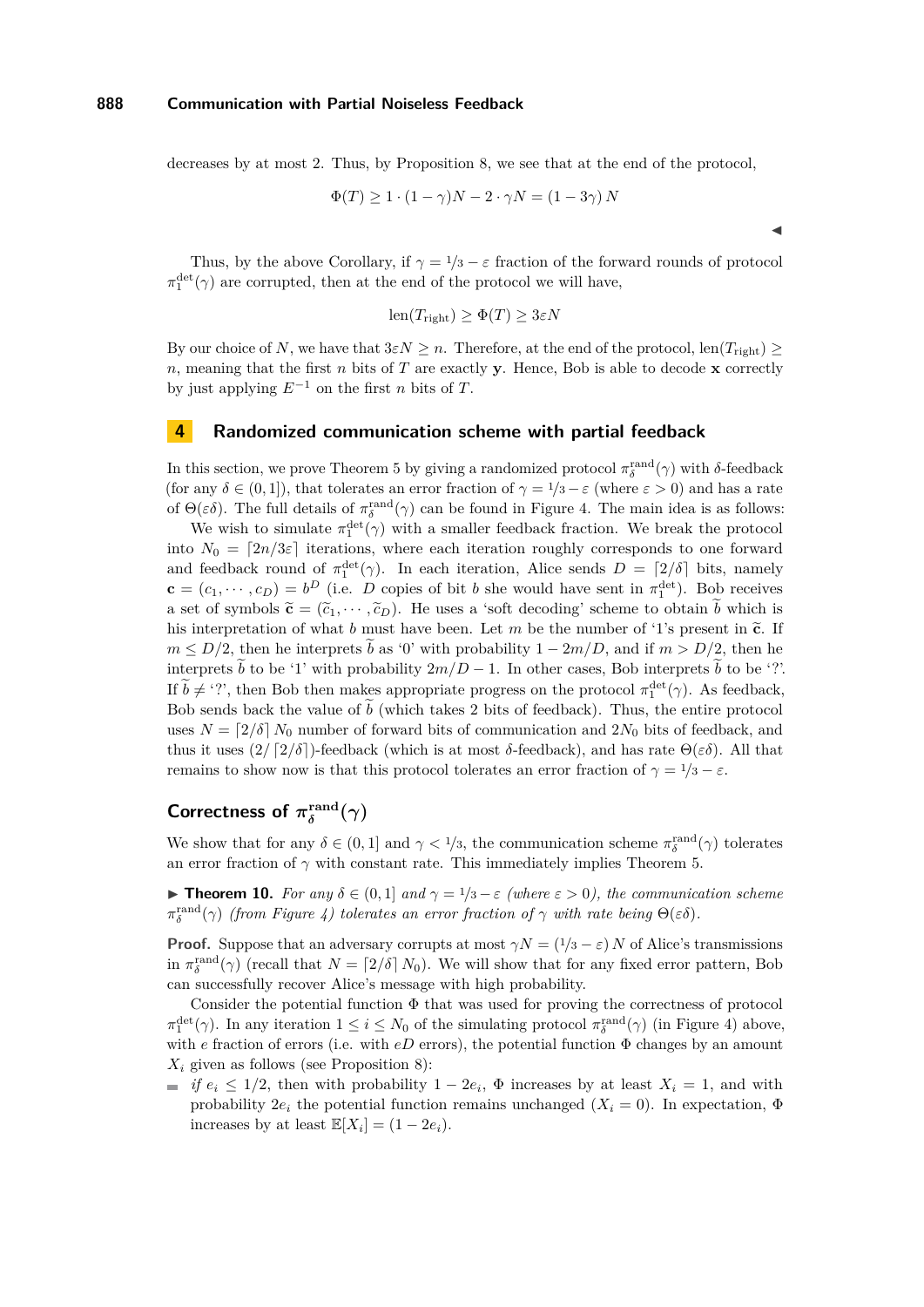decreases by at most 2. Thus, by Proposition 8, we see that at the end of the protocol,

$$\Phi(T) \geq 1 \cdot (1-\gamma)N - 2 \cdot \gamma N = (1-3\gamma)\, N$$

◀

Thus, by the above Corollary, if $\gamma = 1/3 - \varepsilon$ fraction of the forward rounds of protocol $\pi_1^{\text{det}}(\gamma)$ are corrupted, then at the end of the protocol we will have,

$$\text{len}(T_{\text{right}}) \geq \Phi(T) \geq 3\varepsilon N$$

By our choice of $N$, we have that $3\varepsilon N \geq n$. Therefore, at the end of the protocol, $\text{len}(T_{\text{right}}) \geq n$, meaning that the first $n$ bits of $T$ are exactly $\mathbf{y}$. Hence, Bob is able to decode $\mathbf{x}$ correctly by just applying $E^{-1}$ on the first $n$ bits of $T$.

## 4 Randomized communication scheme with partial feedback

In this section, we prove Theorem 5 by giving a randomized protocol $\pi_\delta^{\text{rand}}(\gamma)$ with $\delta$-feedback (for any $\delta \in (0,1]$), that tolerates an error fraction of $\gamma = 1/3 - \varepsilon$ (where $\varepsilon > 0$) and has a rate of $\Theta(\varepsilon\delta)$. The full details of $\pi_\delta^{\text{rand}}(\gamma)$ can be found in Figure 4. The main idea is as follows:

We wish to simulate $\pi_1^{\text{det}}(\gamma)$ with a smaller feedback fraction. We break the protocol into $N_0 = \lceil 2n/3\varepsilon \rceil$ iterations, where each iteration roughly corresponds to one forward and feedback round of $\pi_1^{\text{det}}(\gamma)$. In each iteration, Alice sends $D = \lceil 2/\delta \rceil$ bits, namely $\mathbf{c} = (c_1, \cdots, c_D) = b^D$ (i.e. $D$ copies of bit $b$ she would have sent in $\pi_1^{\text{det}}$). Bob receives a set of symbols $\widetilde{\mathbf{c}} = (\widetilde{c}_1, \cdots, \widetilde{c}_D)$. He uses a 'soft decoding' scheme to obtain $\widetilde{b}$ which is his interpretation of what $b$ must have been. Let $m$ be the number of '1's present in $\widetilde{\mathbf{c}}$. If $m \leq D/2$, then he interprets $\widetilde{b}$ as '0' with probability $1 - 2m/D$, and if $m > D/2$, then he interprets $\widetilde{b}$ to be '1' with probability $2m/D - 1$. In other cases, Bob interprets $\widetilde{b}$ to be '?'. If $\widetilde{b} \neq$ '?', then Bob then makes appropriate progress on the protocol $\pi_1^{\text{det}}(\gamma)$. As feedback, Bob sends back the value of $\widetilde{b}$ (which takes 2 bits of feedback). Thus, the entire protocol uses $N = \lceil 2/\delta \rceil N_0$ number of forward bits of communication and $2N_0$ bits of feedback, and thus it uses $(2/\lceil 2/\delta \rceil)$-feedback (which is at most $\delta$-feedback), and has rate $\Theta(\varepsilon\delta)$. All that remains to show now is that this protocol tolerates an error fraction of $\gamma = 1/3 - \varepsilon$.

### Correctness of $\pi_\delta^{\text{rand}}(\gamma)$

We show that for any $\delta \in (0,1]$ and $\gamma < 1/3$, the communication scheme $\pi_\delta^{\text{rand}}(\gamma)$ tolerates an error fraction of $\gamma$ with constant rate. This immediately implies Theorem 5.

▶ **Theorem 10.** *For any $\delta \in (0,1]$ and $\gamma = 1/3 - \varepsilon$ (where $\varepsilon > 0$), the communication scheme $\pi_\delta^{\text{rand}}(\gamma)$ (from Figure 4) tolerates an error fraction of $\gamma$ with rate being $\Theta(\varepsilon\delta)$.*

**Proof.** Suppose that an adversary corrupts at most $\gamma N = (1/3 - \varepsilon)\, N$ of Alice's transmissions in $\pi_\delta^{\text{rand}}(\gamma)$ (recall that $N = \lceil 2/\delta \rceil N_0$). We will show that for any fixed error pattern, Bob can successfully recover Alice's message with high probability.

Consider the potential function $\Phi$ that was used for proving the correctness of protocol $\pi_1^{\text{det}}(\gamma)$. In any iteration $1 \leq i \leq N_0$ of the simulating protocol $\pi_\delta^{\text{rand}}(\gamma)$ (in Figure 4) above, with $e$ fraction of errors (i.e. with $eD$ errors), the potential function $\Phi$ changes by an amount $X_i$ given as follows (see Proposition 8):

- *if* $e_i \leq 1/2$, then with probability $1 - 2e_i$, $\Phi$ increases by at least $X_i = 1$, and with probability $2e_i$ the potential function remains unchanged ($X_i = 0$). In expectation, $\Phi$ increases by at least $\mathbb{E}[X_i] = (1 - 2e_i)$.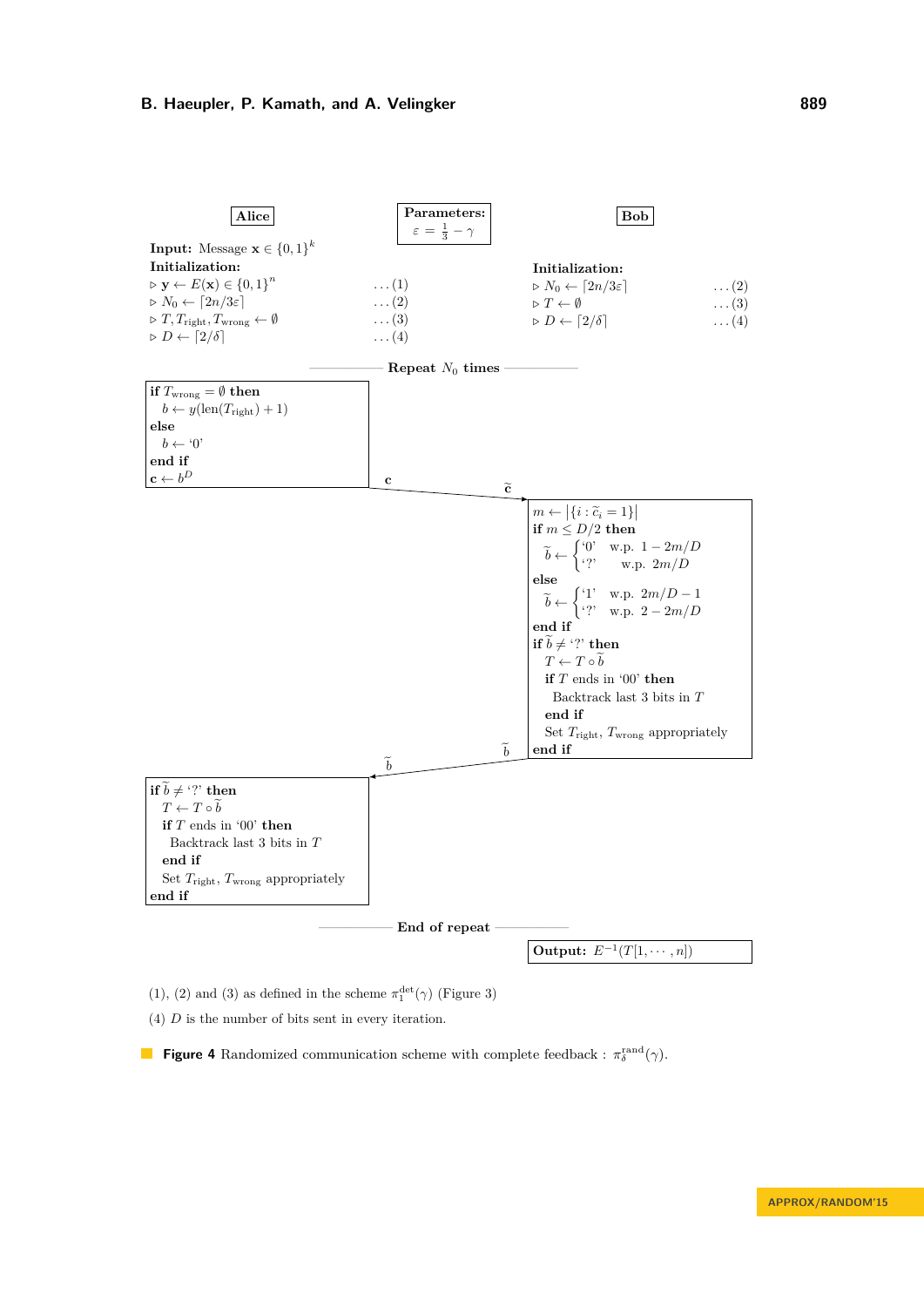**Alice**

**Parameters:** $\varepsilon = \frac{1}{3} - \gamma$

**Bob**

**Alice**

**Input:** Message $\mathbf{x} \in \{0,1\}^k$

**Initialization:**

- ▷ $\mathbf{y} \leftarrow E(\mathbf{x}) \in \{0,1\}^n$ . . . (1)
- ▷ $N_0 \leftarrow \lceil 2n/3\varepsilon \rceil$ . . . (2)
- ▷ $T, T_{\text{right}}, T_{\text{wrong}} \leftarrow \emptyset$ . . . (3)
- ▷ $D \leftarrow \lceil 2/\delta \rceil$ . . . (4)

**Bob**

**Initialization:**

- ▷ $N_0 \leftarrow \lceil 2n/3\varepsilon \rceil$ . . . (2)
- ▷ $T \leftarrow \emptyset$ . . . (3)
- ▷ $D \leftarrow \lceil 2/\delta \rceil$ . . . (4)

**Repeat $N_0$ times**

Alice:

```
if T_wrong = ∅ then
  b ← y(len(T_right) + 1)
else
  b ← '0'
end if
c ← b^D
```

Alice sends $\mathbf{c}$; Bob receives $\widetilde{\mathbf{c}}$.

Bob:

```
m ← |{i : c̃_i = 1}|
if m ≤ D/2 then
  b̃ ← { '0'  w.p. 1 − 2m/D
       { '?'  w.p. 2m/D
else
  b̃ ← { '1'  w.p. 2m/D − 1
       { '?'  w.p. 2 − 2m/D
end if
if b̃ ≠ '?' then
  T ← T ∘ b̃
  if T ends in '00' then
    Backtrack last 3 bits in T
  end if
  Set T_right, T_wrong appropriately
end if
```

Bob sends $\widetilde{b}$ back (feedback); Alice receives $\widetilde{b}$.

Alice:

```
if b̃ ≠ '?' then
  T ← T ∘ b̃
  if T ends in '00' then
    Backtrack last 3 bits in T
  end if
  Set T_right, T_wrong appropriately
end if
```

**End of repeat**

**Output:** $E^{-1}(T[1, \cdots, n])$

(1), (2) and (3) as defined in the scheme $\pi_1^{\text{det}}(\gamma)$ (Figure 3)

(4) $D$ is the number of bits sent in every iteration.

**Figure 4** Randomized communication scheme with complete feedback : $\pi_\delta^{\text{rand}}(\gamma)$.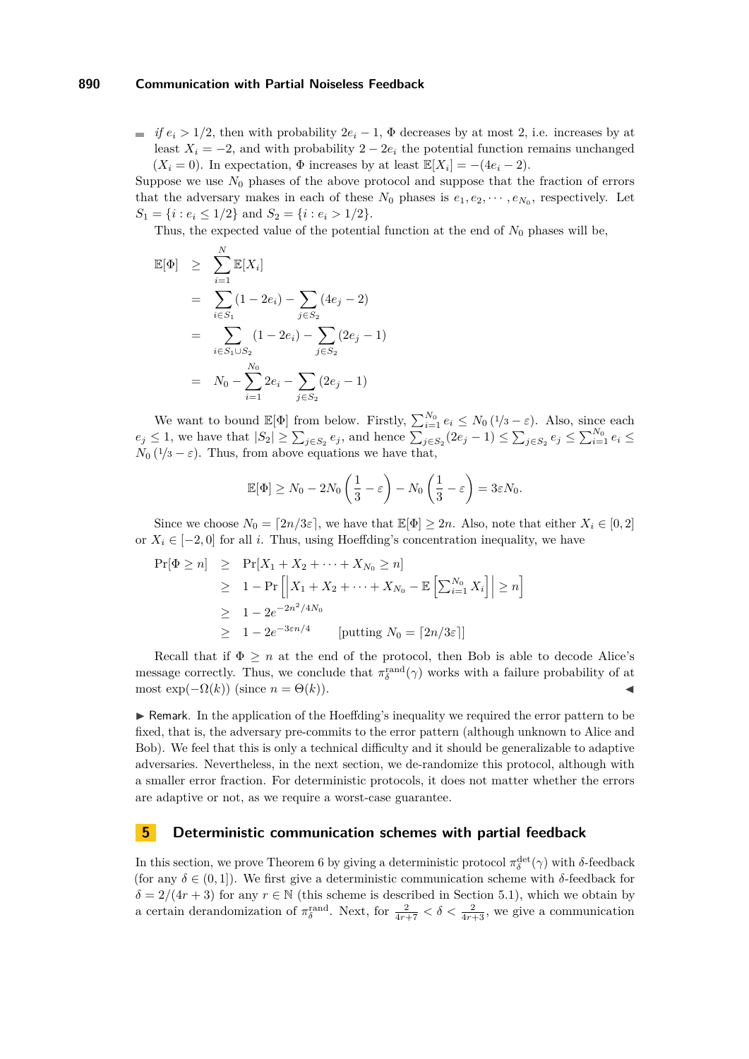- *if* $e_i > 1/2$, then with probability $2e_i - 1$, $\Phi$ decreases by at most 2, i.e. increases by at least $X_i = -2$, and with probability $2 - 2e_i$ the potential function remains unchanged ($X_i = 0$). In expectation, $\Phi$ increases by at least $\mathbb{E}[X_i] = -(4e_i - 2)$.

Suppose we use $N_0$ phases of the above protocol and suppose that the fraction of errors that the adversary makes in each of these $N_0$ phases is $e_1, e_2, \cdots, e_{N_0}$, respectively. Let $S_1 = \{i : e_i \le 1/2\}$ and $S_2 = \{i : e_i > 1/2\}$.

Thus, the expected value of the potential function at the end of $N_0$ phases will be,

$$
\begin{aligned}
\mathbb{E}[\Phi] &\geq \sum_{i=1}^{N} \mathbb{E}[X_i] \\
&= \sum_{i \in S_1} (1 - 2e_i) - \sum_{j \in S_2} (4e_j - 2) \\
&= \sum_{i \in S_1 \cup S_2} (1 - 2e_i) - \sum_{j \in S_2} (2e_j - 1) \\
&= N_0 - \sum_{i=1}^{N_0} 2e_i - \sum_{j \in S_2} (2e_j - 1)
\end{aligned}
$$

We want to bound $\mathbb{E}[\Phi]$ from below. Firstly, $\sum_{i=1}^{N_0} e_i \le N_0\,(1/3 - \varepsilon)$. Also, since each $e_j \le 1$, we have that $|S_2| \ge \sum_{j \in S_2} e_j$, and hence $\sum_{j \in S_2}(2e_j - 1) \le \sum_{j \in S_2} e_j \le \sum_{i=1}^{N_0} e_i \le N_0\,(1/3 - \varepsilon)$. Thus, from above equations we have that,

$$
\mathbb{E}[\Phi] \ge N_0 - 2N_0 \left(\frac{1}{3} - \varepsilon\right) - N_0 \left(\frac{1}{3} - \varepsilon\right) = 3\varepsilon N_0.
$$

Since we choose $N_0 = \lceil 2n/3\varepsilon \rceil$, we have that $\mathbb{E}[\Phi] \ge 2n$. Also, note that either $X_i \in [0, 2]$ or $X_i \in [-2, 0]$ for all $i$. Thus, using Hoeffding's concentration inequality, we have

$$
\begin{aligned}
\Pr[\Phi \ge n] &\geq \Pr[X_1 + X_2 + \cdots + X_{N_0} \ge n] \\
&\geq 1 - \Pr\left[\left|X_1 + X_2 + \cdots + X_{N_0} - \mathbb{E}\left[\textstyle\sum_{i=1}^{N_0} X_i\right]\right| \ge n\right] \\
&\geq 1 - 2e^{-2n^2/4N_0} \\
&\geq 1 - 2e^{-3\varepsilon n/4} \qquad \text{[putting } N_0 = \lceil 2n/3\varepsilon \rceil]
\end{aligned}
$$

Recall that if $\Phi \ge n$ at the end of the protocol, then Bob is able to decode Alice's message correctly. Thus, we conclude that $\pi_\delta^{\text{rand}}(\gamma)$ works with a failure probability of at most $\exp(-\Omega(k))$ (since $n = \Theta(k)$). ◀

▶ Remark. In the application of the Hoeffding's inequality we required the error pattern to be fixed, that is, the adversary pre-commits to the error pattern (although unknown to Alice and Bob). We feel that this is only a technical difficulty and it should be generalizable to adaptive adversaries. Nevertheless, in the next section, we de-randomize this protocol, although with a smaller error fraction. For deterministic protocols, it does not matter whether the errors are adaptive or not, as we require a worst-case guarantee.

## 5 Deterministic communication schemes with partial feedback

In this section, we prove Theorem 6 by giving a deterministic protocol $\pi_\delta^{\text{det}}(\gamma)$ with $\delta$-feedback (for any $\delta \in (0, 1]$). We first give a deterministic communication scheme with $\delta$-feedback for $\delta = 2/(4r+3)$ for any $r \in \mathbb{N}$ (this scheme is described in Section 5.1), which we obtain by a certain derandomization of $\pi_\delta^{\text{rand}}$. Next, for $\frac{2}{4r+7} < \delta < \frac{2}{4r+3}$, we give a communication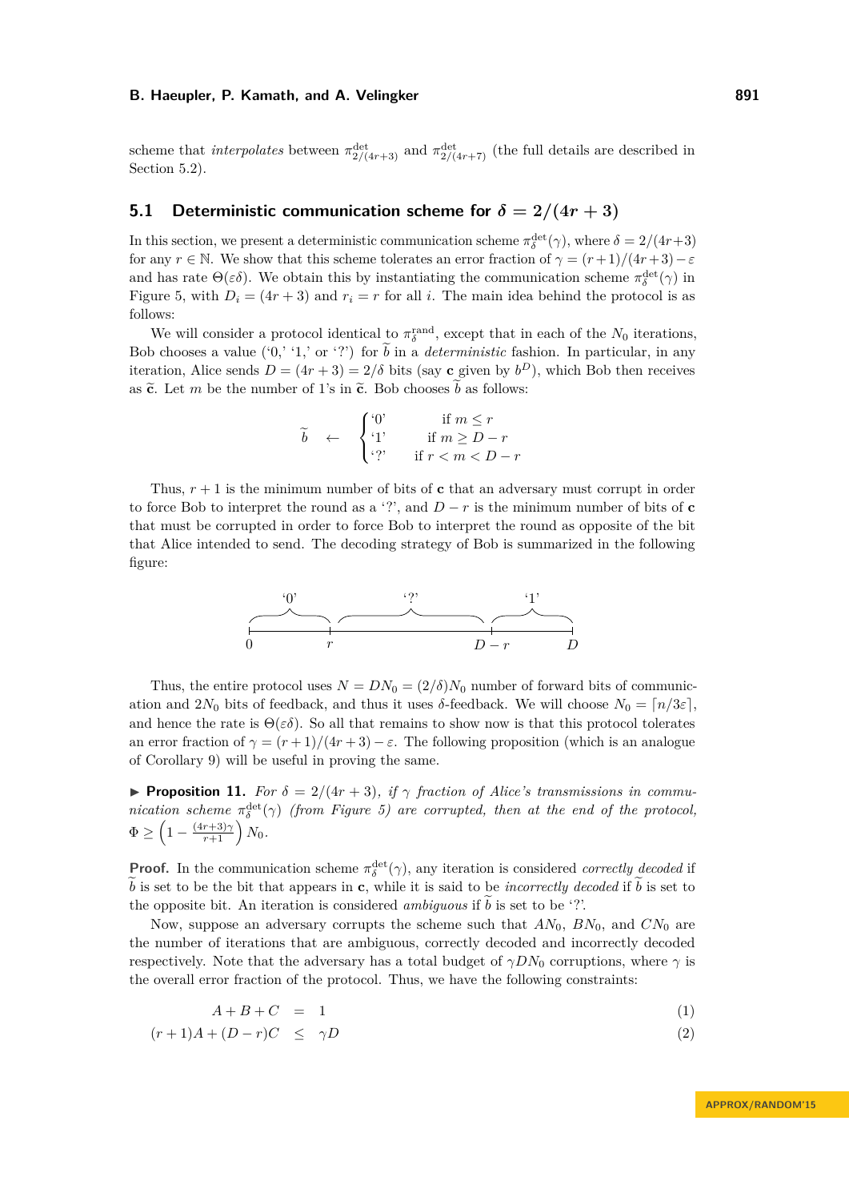scheme that *interpolates* between $\pi^{\text{det}}_{2/(4r+3)}$ and $\pi^{\text{det}}_{2/(4r+7)}$ (the full details are described in Section 5.2).

## 5.1 Deterministic communication scheme for $\delta = 2/(4r+3)$

In this section, we present a deterministic communication scheme $\pi^{\text{det}}_{\delta}(\gamma)$, where $\delta = 2/(4r+3)$ for any $r \in \mathbb{N}$. We show that this scheme tolerates an error fraction of $\gamma = (r+1)/(4r+3) - \varepsilon$ and has rate $\Theta(\varepsilon\delta)$. We obtain this by instantiating the communication scheme $\pi^{\text{det}}_{\delta}(\gamma)$ in Figure 5, with $D_i = (4r+3)$ and $r_i = r$ for all $i$. The main idea behind the protocol is as follows:

We will consider a protocol identical to $\pi^{\text{rand}}_{\delta}$, except that in each of the $N_0$ iterations, Bob chooses a value ('0,' '1,' or '?') for $\widetilde{b}$ in a *deterministic* fashion. In particular, in any iteration, Alice sends $D = (4r+3) = 2/\delta$ bits (say $\mathbf{c}$ given by $b^D$), which Bob then receives as $\widetilde{\mathbf{c}}$. Let $m$ be the number of 1's in $\widetilde{\mathbf{c}}$. Bob chooses $\widetilde{b}$ as follows:

$$\widetilde{b} \quad \leftarrow \quad \begin{cases} \text{`0'} & \text{if } m \le r \\ \text{`1'} & \text{if } m \ge D - r \\ \text{`?'} & \text{if } r < m < D - r \end{cases}$$

Thus, $r+1$ is the minimum number of bits of $\mathbf{c}$ that an adversary must corrupt in order to force Bob to interpret the round as a '?', and $D - r$ is the minimum number of bits of $\mathbf{c}$ that must be corrupted in order to force Bob to interpret the round as opposite of the bit that Alice intended to send. The decoding strategy of Bob is summarized in the following figure:

$$\underbrace{0 \quad\quad\quad r}_{\text{`0'}} \quad \underbrace{\quad\quad\quad\quad\quad}_{\text{`?'}} \quad \underbrace{D-r \quad\quad D}_{\text{`1'}}$$

Thus, the entire protocol uses $N = DN_0 = (2/\delta)N_0$ number of forward bits of communication and $2N_0$ bits of feedback, and thus it uses $\delta$-feedback. We will choose $N_0 = \lceil n/3\varepsilon \rceil$, and hence the rate is $\Theta(\varepsilon\delta)$. So all that remains to show now is that this protocol tolerates an error fraction of $\gamma = (r+1)/(4r+3) - \varepsilon$. The following proposition (which is an analogue of Corollary 9) will be useful in proving the same.

▶ **Proposition 11.** *For $\delta = 2/(4r+3)$, if $\gamma$ fraction of Alice's transmissions in communication scheme $\pi^{\text{det}}_{\delta}(\gamma)$ (from Figure 5) are corrupted, then at the end of the protocol, $\Phi \ge \left(1 - \frac{(4r+3)\gamma}{r+1}\right) N_0$.*

**Proof.** In the communication scheme $\pi^{\text{det}}_{\delta}(\gamma)$, any iteration is considered *correctly decoded* if $\widetilde{b}$ is set to be the bit that appears in $\mathbf{c}$, while it is said to be *incorrectly decoded* if $\widetilde{b}$ is set to the opposite bit. An iteration is considered *ambiguous* if $\widetilde{b}$ is set to be '?'.

Now, suppose an adversary corrupts the scheme such that $AN_0$, $BN_0$, and $CN_0$ are the number of iterations that are ambiguous, correctly decoded and incorrectly decoded respectively. Note that the adversary has a total budget of $\gamma DN_0$ corruptions, where $\gamma$ is the overall error fraction of the protocol. Thus, we have the following constraints:

$$A + B + C \;=\; 1 \tag{1}$$

$$(r+1)A + (D-r)C \;\le\; \gamma D \tag{2}$$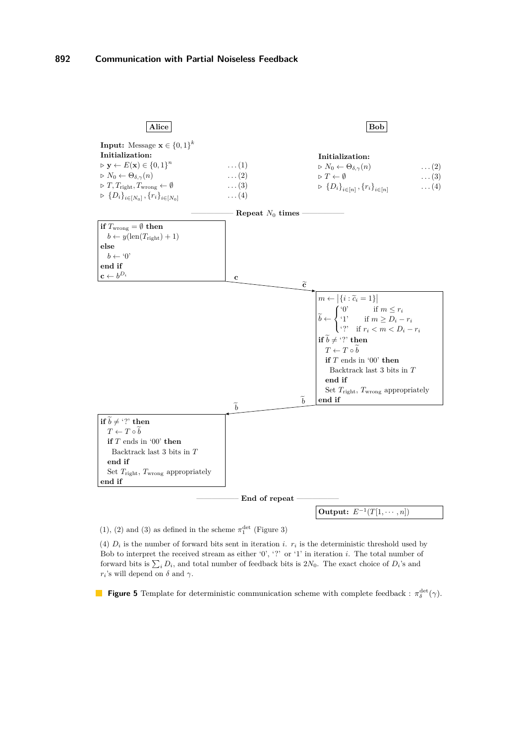**Alice**

**Input:** Message $\mathbf{x} \in \{0,1\}^k$

**Initialization:**

$\triangleright$ $\mathbf{y} \leftarrow E(\mathbf{x}) \in \{0,1\}^n$ ...(1)

$\triangleright$ $N_0 \leftarrow \Theta_{\delta,\gamma}(n)$ ...(2)

$\triangleright$ $T, T_{\text{right}}, T_{\text{wrong}} \leftarrow \emptyset$ ...(3)

$\triangleright$ $\{D_i\}_{i\in[N_0]}, \{r_i\}_{i\in[N_0]}$ ...(4)

**Bob**

**Initialization:**

$\triangleright$ $N_0 \leftarrow \Theta_{\delta,\gamma}(n)$ ...(2)

$\triangleright$ $T \leftarrow \emptyset$ ...(3)

$\triangleright$ $\{D_i\}_{i\in[n]}, \{r_i\}_{i\in[n]}$ ...(4)

**Repeat $N_0$ times**

Alice:

```
if T_wrong = ∅ then
  b ← y(len(T_right) + 1)
else
  b ← '0'
end if
c ← b^{D_i}
```

Alice sends $\mathbf{c}$; Bob receives $\widetilde{\mathbf{c}}$.

Bob:

$m \leftarrow \left|\{i : \widetilde{c}_i = 1\}\right|$

$$\widetilde{b} \leftarrow \begin{cases} \text{'0'} & \text{if } m \le r_i \\ \text{'1'} & \text{if } m \ge D_i - r_i \\ \text{'?'} & \text{if } r_i < m < D_i - r_i \end{cases}$$

```
if b̃ ≠ '?' then
  T ← T ∘ b̃
  if T ends in '00' then
    Backtrack last 3 bits in T
  end if
  Set T_right, T_wrong appropriately
end if
```

Bob sends $\widetilde{b}$ back to Alice; Alice receives $\widetilde{b}$.

Alice:

```
if b̃ ≠ '?' then
  T ← T ∘ b̃
  if T ends in '00' then
    Backtrack last 3 bits in T
  end if
  Set T_right, T_wrong appropriately
end if
```

**End of repeat**

**Output:** $E^{-1}(T[1, \cdots, n])$

(1), (2) and (3) as defined in the scheme $\pi_1^{\text{det}}$ (Figure 3)

(4) $D_i$ is the number of forward bits sent in iteration $i$. $r_i$ is the deterministic threshold used by Bob to interpret the received stream as either '0', '?' or '1' in iteration $i$. The total number of forward bits is $\sum_i D_i$, and total number of feedback bits is $2N_0$. The exact choice of $D_i$'s and $r_i$'s will depend on $\delta$ and $\gamma$.

**Figure 5** Template for deterministic communication scheme with complete feedback : $\pi_\delta^{\text{det}}(\gamma)$.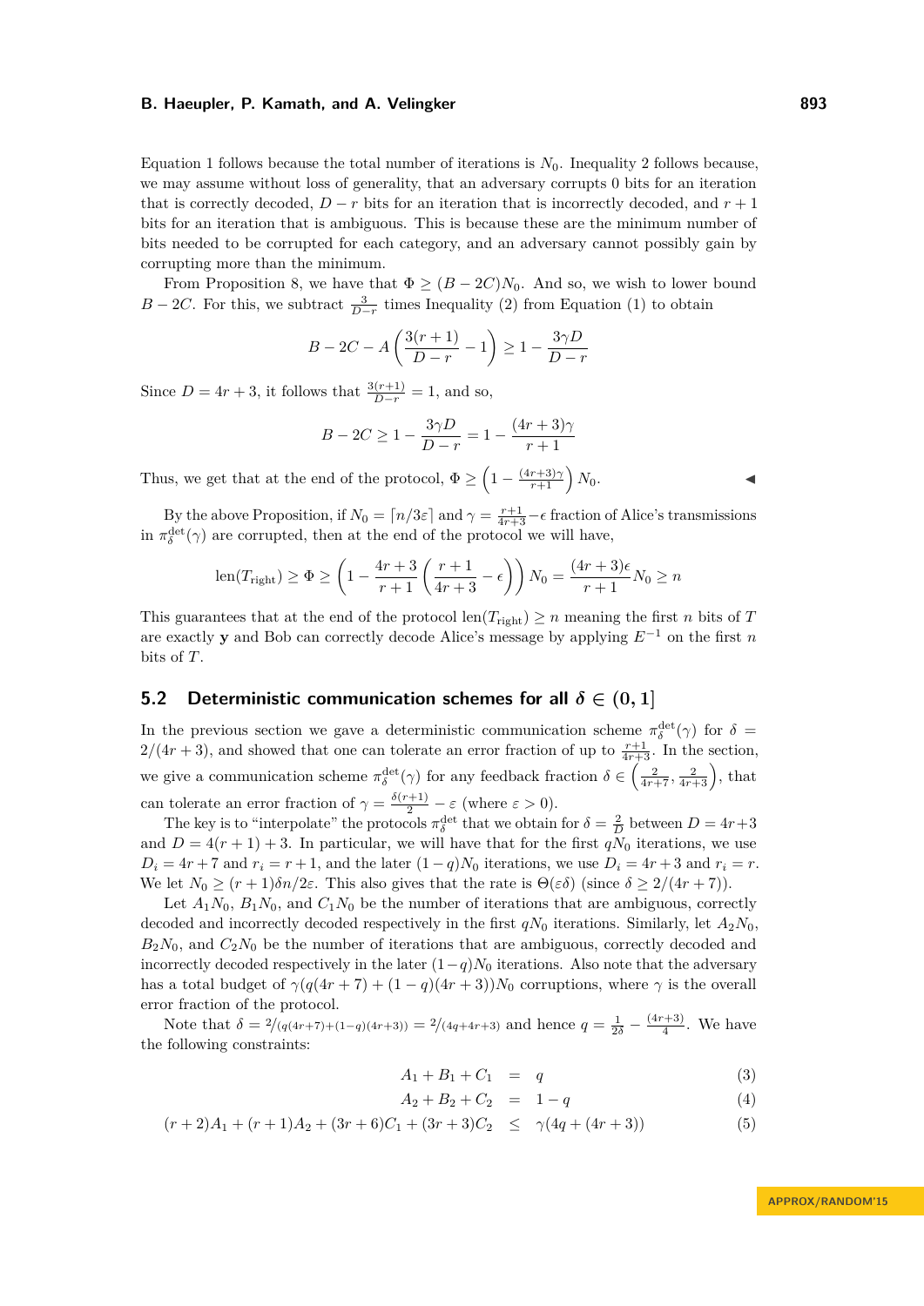Equation 1 follows because the total number of iterations is $N_0$. Inequality 2 follows because, we may assume without loss of generality, that an adversary corrupts 0 bits for an iteration that is correctly decoded, $D - r$ bits for an iteration that is incorrectly decoded, and $r+1$ bits for an iteration that is ambiguous. This is because these are the minimum number of bits needed to be corrupted for each category, and an adversary cannot possibly gain by corrupting more than the minimum.

From Proposition 8, we have that $\Phi \geq (B - 2C)N_0$. And so, we wish to lower bound $B - 2C$. For this, we subtract $\frac{3}{D-r}$ times Inequality (2) from Equation (1) to obtain

$$B - 2C - A\left(\frac{3(r+1)}{D-r} - 1\right) \geq 1 - \frac{3\gamma D}{D-r}$$

Since $D = 4r+3$, it follows that $\frac{3(r+1)}{D-r} = 1$, and so,

$$B - 2C \geq 1 - \frac{3\gamma D}{D-r} = 1 - \frac{(4r+3)\gamma}{r+1}$$

Thus, we get that at the end of the protocol, $\Phi \geq \left(1 - \frac{(4r+3)\gamma}{r+1}\right) N_0$. ◀

By the above Proposition, if $N_0 = \lceil n/3\varepsilon \rceil$ and $\gamma = \frac{r+1}{4r+3} - \epsilon$ fraction of Alice's transmissions in $\pi_\delta^{\text{det}}(\gamma)$ are corrupted, then at the end of the protocol we will have,

$$\text{len}(T_{\text{right}}) \geq \Phi \geq \left(1 - \frac{4r+3}{r+1}\left(\frac{r+1}{4r+3} - \epsilon\right)\right) N_0 = \frac{(4r+3)\epsilon}{r+1} N_0 \geq n$$

This guarantees that at the end of the protocol $\text{len}(T_{\text{right}}) \geq n$ meaning the first $n$ bits of $T$ are exactly $\mathbf{y}$ and Bob can correctly decode Alice's message by applying $E^{-1}$ on the first $n$ bits of $T$.

## 5.2 Deterministic communication schemes for all $\delta \in (0, 1]$

In the previous section we gave a deterministic communication scheme $\pi_\delta^{\text{det}}(\gamma)$ for $\delta = 2/(4r+3)$, and showed that one can tolerate an error fraction of up to $\frac{r+1}{4r+3}$. In the section, we give a communication scheme $\pi_\delta^{\text{det}}(\gamma)$ for any feedback fraction $\delta \in \left(\frac{2}{4r+7}, \frac{2}{4r+3}\right)$, that can tolerate an error fraction of $\gamma = \frac{\delta(r+1)}{2} - \varepsilon$ (where $\varepsilon > 0$).

The key is to "interpolate" the protocols $\pi_\delta^{\text{det}}$ that we obtain for $\delta = \frac{2}{D}$ between $D = 4r+3$ and $D = 4(r+1)+3$. In particular, we will have that for the first $qN_0$ iterations, we use $D_i = 4r+7$ and $r_i = r+1$, and the later $(1-q)N_0$ iterations, we use $D_i = 4r+3$ and $r_i = r$. We let $N_0 \geq (r+1)\delta n/2\varepsilon$. This also gives that the rate is $\Theta(\varepsilon\delta)$ (since $\delta \geq 2/(4r+7)$).

Let $A_1N_0$, $B_1N_0$, and $C_1N_0$ be the number of iterations that are ambiguous, correctly decoded and incorrectly decoded respectively in the first $qN_0$ iterations. Similarly, let $A_2N_0$, $B_2N_0$, and $C_2N_0$ be the number of iterations that are ambiguous, correctly decoded and incorrectly decoded respectively in the later $(1-q)N_0$ iterations. Also note that the adversary has a total budget of $\gamma(q(4r+7) + (1-q)(4r+3))N_0$ corruptions, where $\gamma$ is the overall error fraction of the protocol.

Note that $\delta = 2/(q(4r+7)+(1-q)(4r+3)) = 2/(4q+4r+3)$ and hence $q = \frac{1}{2\delta} - \frac{(4r+3)}{4}$. We have the following constraints:

$$A_1 + B_1 + C_1 = q \tag{3}$$

$$A_2 + B_2 + C_2 = 1 - q \tag{4}$$

$$(r+2)A_1 + (r+1)A_2 + (3r+6)C_1 + (3r+3)C_2 \leq \gamma(4q + (4r+3)) \tag{5}$$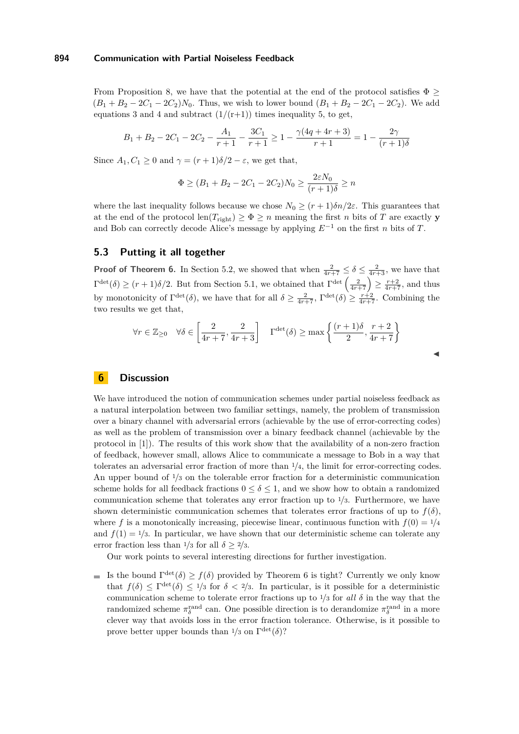From Proposition 8, we have that the potential at the end of the protocol satisfies $\Phi \geq (B_1 + B_2 - 2C_1 - 2C_2)N_0$. Thus, we wish to lower bound $(B_1 + B_2 - 2C_1 - 2C_2)$. We add equations 3 and 4 and subtract $(1/(r+1))$ times inequality 5, to get,

$$B_1 + B_2 - 2C_1 - 2C_2 - \frac{A_1}{r+1} - \frac{3C_1}{r+1} \geq 1 - \frac{\gamma(4q+4r+3)}{r+1} = 1 - \frac{2\gamma}{(r+1)\delta}$$

Since $A_1, C_1 \geq 0$ and $\gamma = (r+1)\delta/2 - \varepsilon$, we get that,

$$\Phi \geq (B_1 + B_2 - 2C_1 - 2C_2)N_0 \geq \frac{2\varepsilon N_0}{(r+1)\delta} \geq n$$

where the last inequality follows because we chose $N_0 \geq (r+1)\delta n/2\varepsilon$. This guarantees that at the end of the protocol $\text{len}(T_{\text{right}}) \geq \Phi \geq n$ meaning the first $n$ bits of $T$ are exactly $\mathbf{y}$ and Bob can correctly decode Alice's message by applying $E^{-1}$ on the first $n$ bits of $T$.

## 5.3 Putting it all together

**Proof of Theorem 6.** In Section 5.2, we showed that when $\frac{2}{4r+7} \leq \delta \leq \frac{2}{4r+3}$, we have that $\Gamma^{\text{det}}(\delta) \geq (r+1)\delta/2$. But from Section 5.1, we obtained that $\Gamma^{\text{det}}\left(\frac{2}{4r+7}\right) \geq \frac{r+2}{4r+7}$, and thus by monotonicity of $\Gamma^{\text{det}}(\delta)$, we have that for all $\delta \geq \frac{2}{4r+7}$, $\Gamma^{\text{det}}(\delta) \geq \frac{r+2}{4r+7}$. Combining the two results we get that,

$$\forall r \in \mathbb{Z}_{\geq 0} \quad \forall \delta \in \left[\frac{2}{4r+7}, \frac{2}{4r+3}\right] \quad \Gamma^{\text{det}}(\delta) \geq \max\left\{\frac{(r+1)\delta}{2}, \frac{r+2}{4r+7}\right\}$$

◀

# 6 Discussion

We have introduced the notion of communication schemes under partial noiseless feedback as a natural interpolation between two familiar settings, namely, the problem of transmission over a binary channel with adversarial errors (achievable by the use of error-correcting codes) as well as the problem of transmission over a binary feedback channel (achievable by the protocol in [1]). The results of this work show that the availability of a non-zero fraction of feedback, however small, allows Alice to communicate a message to Bob in a way that tolerates an adversarial error fraction of more than $1/4$, the limit for error-correcting codes. An upper bound of $1/3$ on the tolerable error fraction for a deterministic communication scheme holds for all feedback fractions $0 \leq \delta \leq 1$, and we show how to obtain a randomized communication scheme that tolerates any error fraction up to $1/3$. Furthermore, we have shown deterministic communication schemes that tolerates error fractions of up to $f(\delta)$, where $f$ is a monotonically increasing, piecewise linear, continuous function with $f(0) = 1/4$ and $f(1) = 1/3$. In particular, we have shown that our deterministic scheme can tolerate any error fraction less than $1/3$ for all $\delta \geq 2/3$.

Our work points to several interesting directions for further investigation.

- Is the bound $\Gamma^{\text{det}}(\delta) \geq f(\delta)$ provided by Theorem 6 is tight? Currently we only know that $f(\delta) \leq \Gamma^{\text{det}}(\delta) \leq 1/3$ for $\delta < 2/3$. In particular, is it possible for a deterministic communication scheme to tolerate error fractions up to $1/3$ for *all* $\delta$ in the way that the randomized scheme $\pi_\delta^{\text{rand}}$ can. One possible direction is to derandomize $\pi_\delta^{\text{rand}}$ in a more clever way that avoids loss in the error fraction tolerance. Otherwise, is it possible to prove better upper bounds than $1/3$ on $\Gamma^{\text{det}}(\delta)$?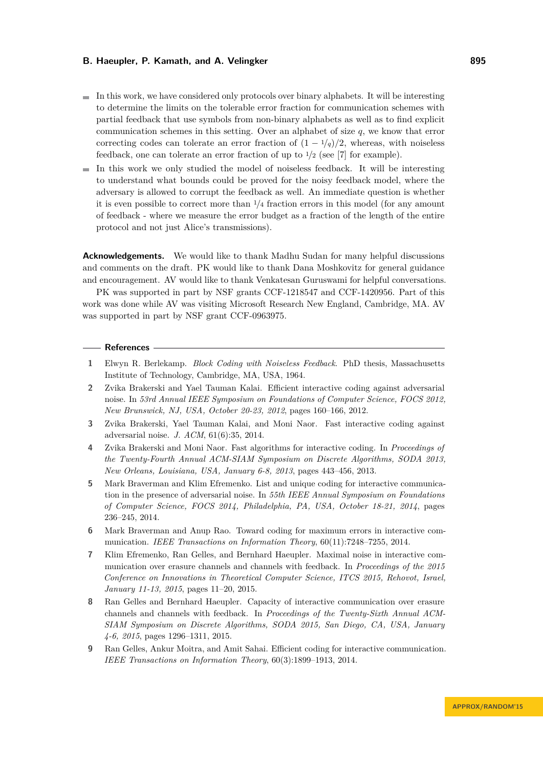- In this work, we have considered only protocols over binary alphabets. It will be interesting to determine the limits on the tolerable error fraction for communication schemes with partial feedback that use symbols from non-binary alphabets as well as to find explicit communication schemes in this setting. Over an alphabet of size $q$, we know that error correcting codes can tolerate an error fraction of $(1 - 1/q)/2$, whereas, with noiseless feedback, one can tolerate an error fraction of up to $1/2$ (see [7] for example).
- In this work we only studied the model of noiseless feedback. It will be interesting to understand what bounds could be proved for the noisy feedback model, where the adversary is allowed to corrupt the feedback as well. An immediate question is whether it is even possible to correct more than $1/4$ fraction errors in this model (for any amount of feedback - where we measure the error budget as a fraction of the length of the entire protocol and not just Alice's transmissions).

**Acknowledgements.** We would like to thank Madhu Sudan for many helpful discussions and comments on the draft. PK would like to thank Dana Moshkovitz for general guidance and encouragement. AV would like to thank Venkatesan Guruswami for helpful conversations.

PK was supported in part by NSF grants CCF-1218547 and CCF-1420956. Part of this work was done while AV was visiting Microsoft Research New England, Cambridge, MA. AV was supported in part by NSF grant CCF-0963975.

## References

1. Elwyn R. Berlekamp. *Block Coding with Noiseless Feedback*. PhD thesis, Massachusetts Institute of Technology, Cambridge, MA, USA, 1964.
2. Zvika Brakerski and Yael Tauman Kalai. Efficient interactive coding against adversarial noise. In *53rd Annual IEEE Symposium on Foundations of Computer Science, FOCS 2012, New Brunswick, NJ, USA, October 20-23, 2012*, pages 160–166, 2012.
3. Zvika Brakerski, Yael Tauman Kalai, and Moni Naor. Fast interactive coding against adversarial noise. *J. ACM*, 61(6):35, 2014.
4. Zvika Brakerski and Moni Naor. Fast algorithms for interactive coding. In *Proceedings of the Twenty-Fourth Annual ACM-SIAM Symposium on Discrete Algorithms, SODA 2013, New Orleans, Louisiana, USA, January 6-8, 2013*, pages 443–456, 2013.
5. Mark Braverman and Klim Efremenko. List and unique coding for interactive communication in the presence of adversarial noise. In *55th IEEE Annual Symposium on Foundations of Computer Science, FOCS 2014, Philadelphia, PA, USA, October 18-21, 2014*, pages 236–245, 2014.
6. Mark Braverman and Anup Rao. Toward coding for maximum errors in interactive communication. *IEEE Transactions on Information Theory*, 60(11):7248–7255, 2014.
7. Klim Efremenko, Ran Gelles, and Bernhard Haeupler. Maximal noise in interactive communication over erasure channels and channels with feedback. In *Proceedings of the 2015 Conference on Innovations in Theoretical Computer Science, ITCS 2015, Rehovot, Israel, January 11-13, 2015*, pages 11–20, 2015.
8. Ran Gelles and Bernhard Haeupler. Capacity of interactive communication over erasure channels and channels with feedback. In *Proceedings of the Twenty-Sixth Annual ACM-SIAM Symposium on Discrete Algorithms, SODA 2015, San Diego, CA, USA, January 4-6, 2015*, pages 1296–1311, 2015.
9. Ran Gelles, Ankur Moitra, and Amit Sahai. Efficient coding for interactive communication. *IEEE Transactions on Information Theory*, 60(3):1899–1913, 2014.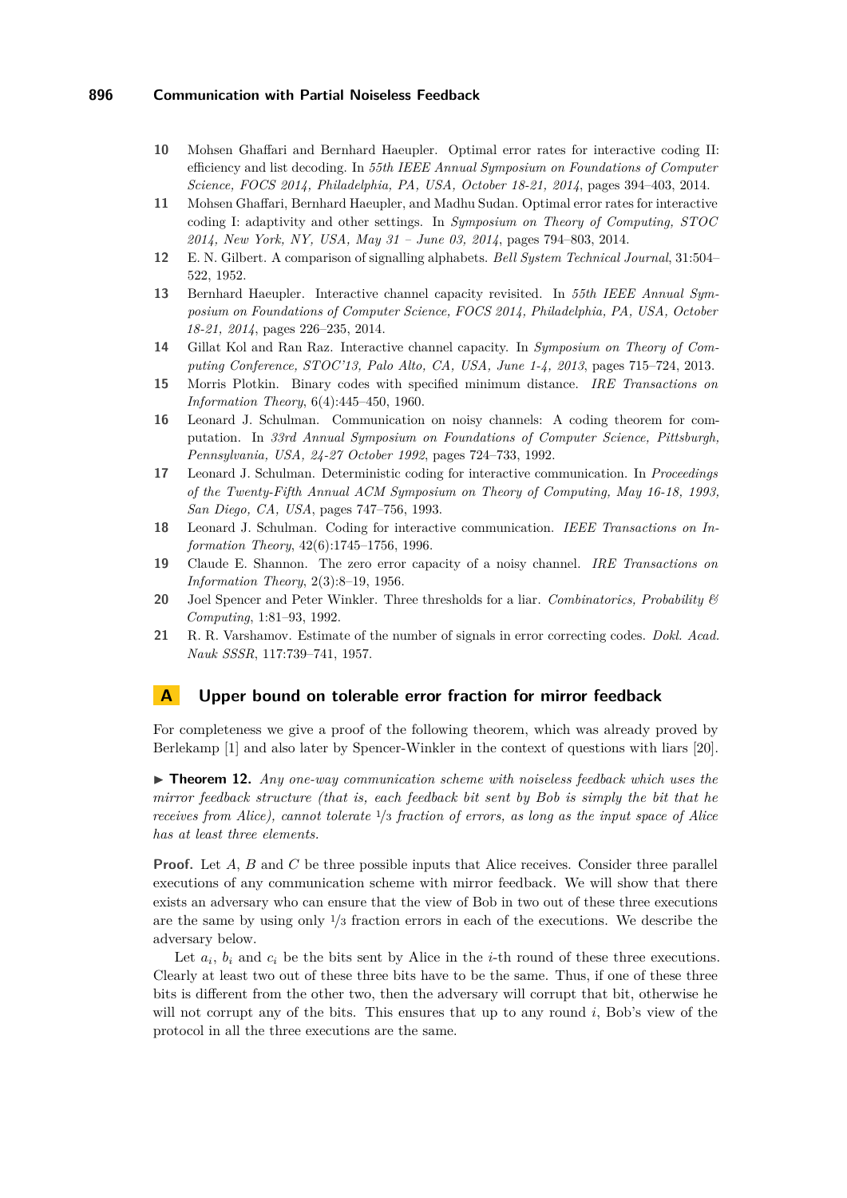10. Mohsen Ghaffari and Bernhard Haeupler. Optimal error rates for interactive coding II: efficiency and list decoding. In *55th IEEE Annual Symposium on Foundations of Computer Science, FOCS 2014, Philadelphia, PA, USA, October 18-21, 2014*, pages 394–403, 2014.
11. Mohsen Ghaffari, Bernhard Haeupler, and Madhu Sudan. Optimal error rates for interactive coding I: adaptivity and other settings. In *Symposium on Theory of Computing, STOC 2014, New York, NY, USA, May 31 – June 03, 2014*, pages 794–803, 2014.
12. E. N. Gilbert. A comparison of signalling alphabets. *Bell System Technical Journal*, 31:504–522, 1952.
13. Bernhard Haeupler. Interactive channel capacity revisited. In *55th IEEE Annual Symposium on Foundations of Computer Science, FOCS 2014, Philadelphia, PA, USA, October 18-21, 2014*, pages 226–235, 2014.
14. Gillat Kol and Ran Raz. Interactive channel capacity. In *Symposium on Theory of Computing Conference, STOC'13, Palo Alto, CA, USA, June 1-4, 2013*, pages 715–724, 2013.
15. Morris Plotkin. Binary codes with specified minimum distance. *IRE Transactions on Information Theory*, 6(4):445–450, 1960.
16. Leonard J. Schulman. Communication on noisy channels: A coding theorem for computation. In *33rd Annual Symposium on Foundations of Computer Science, Pittsburgh, Pennsylvania, USA, 24-27 October 1992*, pages 724–733, 1992.
17. Leonard J. Schulman. Deterministic coding for interactive communication. In *Proceedings of the Twenty-Fifth Annual ACM Symposium on Theory of Computing, May 16-18, 1993, San Diego, CA, USA*, pages 747–756, 1993.
18. Leonard J. Schulman. Coding for interactive communication. *IEEE Transactions on Information Theory*, 42(6):1745–1756, 1996.
19. Claude E. Shannon. The zero error capacity of a noisy channel. *IRE Transactions on Information Theory*, 2(3):8–19, 1956.
20. Joel Spencer and Peter Winkler. Three thresholds for a liar. *Combinatorics, Probability & Computing*, 1:81–93, 1992.
21. R. R. Varshamov. Estimate of the number of signals in error correcting codes. *Dokl. Acad. Nauk SSSR*, 117:739–741, 1957.

# A Upper bound on tolerable error fraction for mirror feedback

For completeness we give a proof of the following theorem, which was already proved by Berlekamp [1] and also later by Spencer-Winkler in the context of questions with liars [20].

► **Theorem 12.** *Any one-way communication scheme with noiseless feedback which uses the mirror feedback structure (that is, each feedback bit sent by Bob is simply the bit that he receives from Alice), cannot tolerate $1/3$ fraction of errors, as long as the input space of Alice has at least three elements.*

**Proof.** Let $A$, $B$ and $C$ be three possible inputs that Alice receives. Consider three parallel executions of any communication scheme with mirror feedback. We will show that there exists an adversary who can ensure that the view of Bob in two out of these three executions are the same by using only $1/3$ fraction errors in each of the executions. We describe the adversary below.

Let $a_i$, $b_i$ and $c_i$ be the bits sent by Alice in the $i$-th round of these three executions. Clearly at least two out of these three bits have to be the same. Thus, if one of these three bits is different from the other two, then the adversary will corrupt that bit, otherwise he will not corrupt any of the bits. This ensures that up to any round $i$, Bob's view of the protocol in all the three executions are the same.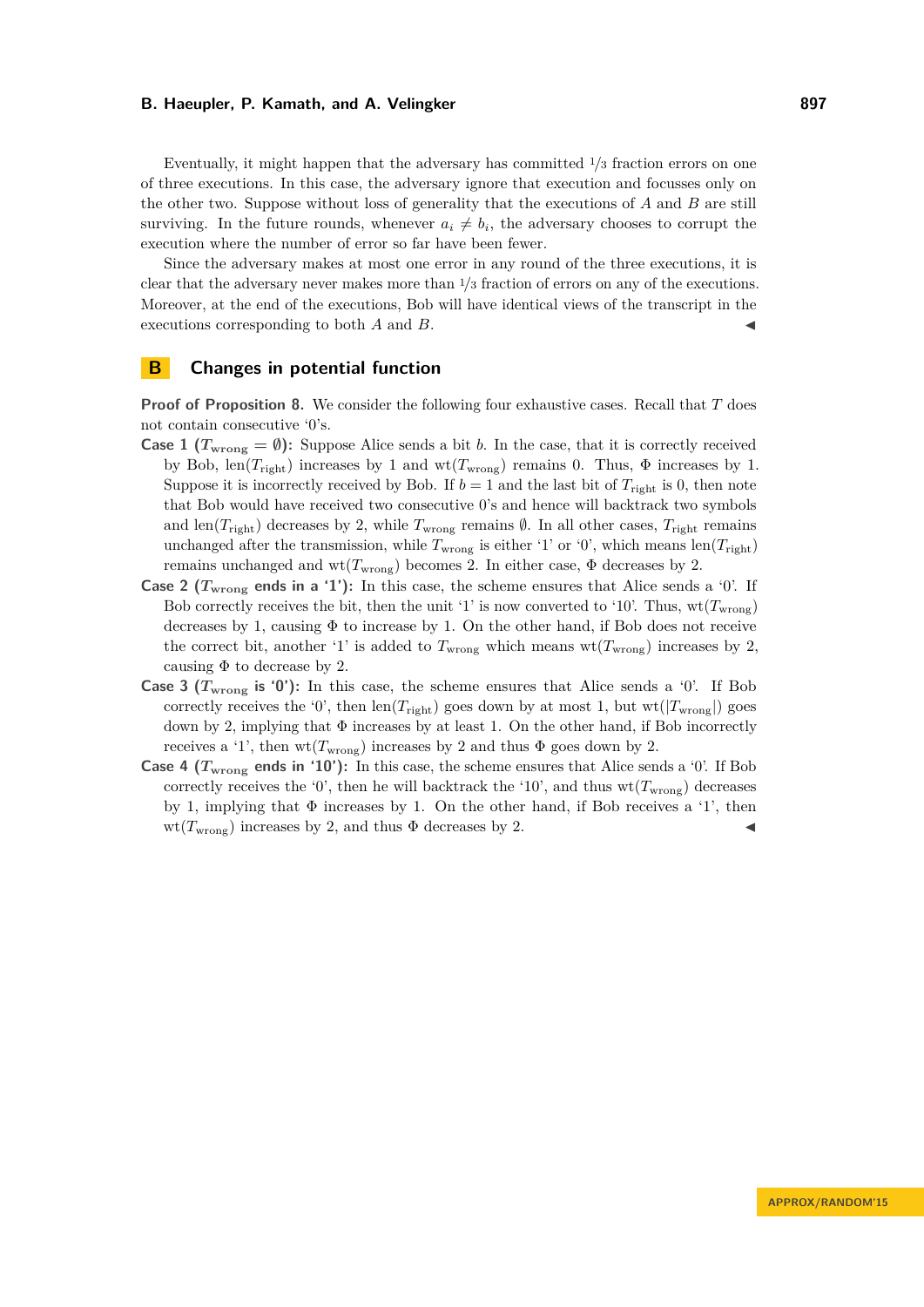Eventually, it might happen that the adversary has committed $1/3$ fraction errors on one of three executions. In this case, the adversary ignore that execution and focusses only on the other two. Suppose without loss of generality that the executions of $A$ and $B$ are still surviving. In the future rounds, whenever $a_i \neq b_i$, the adversary chooses to corrupt the execution where the number of error so far have been fewer.

Since the adversary makes at most one error in any round of the three executions, it is clear that the adversary never makes more than $1/3$ fraction of errors on any of the executions. Moreover, at the end of the executions, Bob will have identical views of the transcript in the executions corresponding to both $A$ and $B$. ◂

# B Changes in potential function

**Proof of Proposition 8.** We consider the following four exhaustive cases. Recall that $T$ does not contain consecutive '0's.

**Case 1 ($T_{\text{wrong}} = \emptyset$):** Suppose Alice sends a bit $b$. In the case, that it is correctly received by Bob, $\text{len}(T_{\text{right}})$ increases by 1 and $\text{wt}(T_{\text{wrong}})$ remains 0. Thus, $\Phi$ increases by 1. Suppose it is incorrectly received by Bob. If $b = 1$ and the last bit of $T_{\text{right}}$ is 0, then note that Bob would have received two consecutive 0's and hence will backtrack two symbols and $\text{len}(T_{\text{right}})$ decreases by 2, while $T_{\text{wrong}}$ remains $\emptyset$. In all other cases, $T_{\text{right}}$ remains unchanged after the transmission, while $T_{\text{wrong}}$ is either '1' or '0', which means $\text{len}(T_{\text{right}})$ remains unchanged and $\text{wt}(T_{\text{wrong}})$ becomes 2. In either case, $\Phi$ decreases by 2.

**Case 2 ($T_{\text{wrong}}$ ends in a '1'):** In this case, the scheme ensures that Alice sends a '0'. If Bob correctly receives the bit, then the unit '1' is now converted to '10'. Thus, $\text{wt}(T_{\text{wrong}})$ decreases by 1, causing $\Phi$ to increase by 1. On the other hand, if Bob does not receive the correct bit, another '1' is added to $T_{\text{wrong}}$ which means $\text{wt}(T_{\text{wrong}})$ increases by 2, causing $\Phi$ to decrease by 2.

**Case 3 ($T_{\text{wrong}}$ is '0'):** In this case, the scheme ensures that Alice sends a '0'. If Bob correctly receives the '0', then $\text{len}(T_{\text{right}})$ goes down by at most 1, but $\text{wt}(|T_{\text{wrong}}|)$ goes down by 2, implying that $\Phi$ increases by at least 1. On the other hand, if Bob incorrectly receives a '1', then $\text{wt}(T_{\text{wrong}})$ increases by 2 and thus $\Phi$ goes down by 2.

**Case 4 ($T_{\text{wrong}}$ ends in '10'):** In this case, the scheme ensures that Alice sends a '0'. If Bob correctly receives the '0', then he will backtrack the '10', and thus $\text{wt}(T_{\text{wrong}})$ decreases by 1, implying that $\Phi$ increases by 1. On the other hand, if Bob receives a '1', then $\text{wt}(T_{\text{wrong}})$ increases by 2, and thus $\Phi$ decreases by 2. ◂